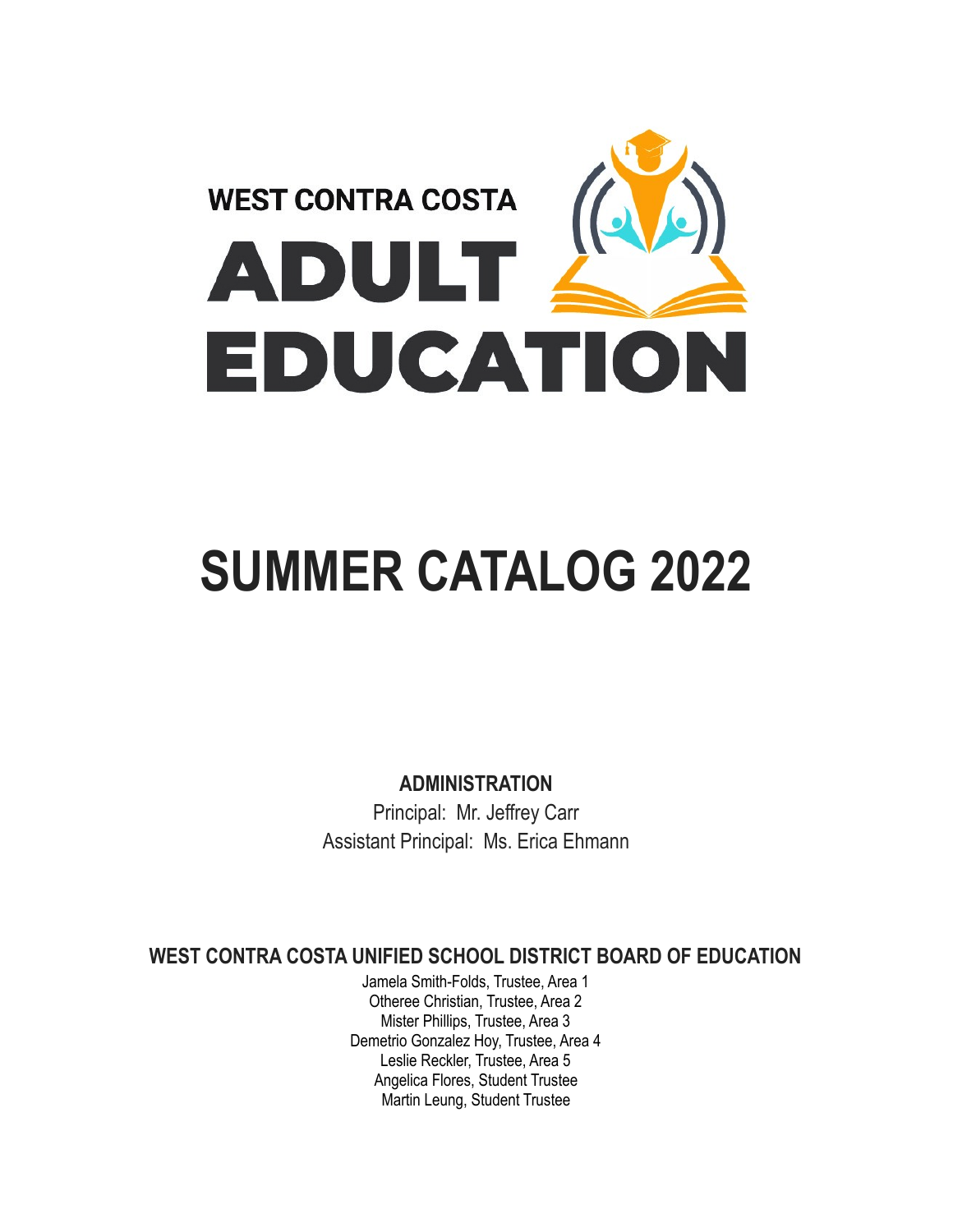WEST CONTRA COSTA

# ADULT EDUCATION

# SUMMER CATALOG 2022

**ADMINISTRATION**

Principal: Mr. Jeffrey Carr

Assistant Principal: Ms. Erica Ehmann

**WEST CONTRA COSTA UNIFIED SCHOOL DISTRICT BOARD OF EDUCATION**

Jamela Smith-Folds, Trustee, Area 1

Otheree Christian, Trustee, Area 2

Mister Phillips, Trustee, Area 3

Demetrio Gonzalez Hoy, Trustee, Area 4

Leslie Reckler, Trustee, Area 5

Angelica Flores, Student Trustee

Martin Leung, Student Trustee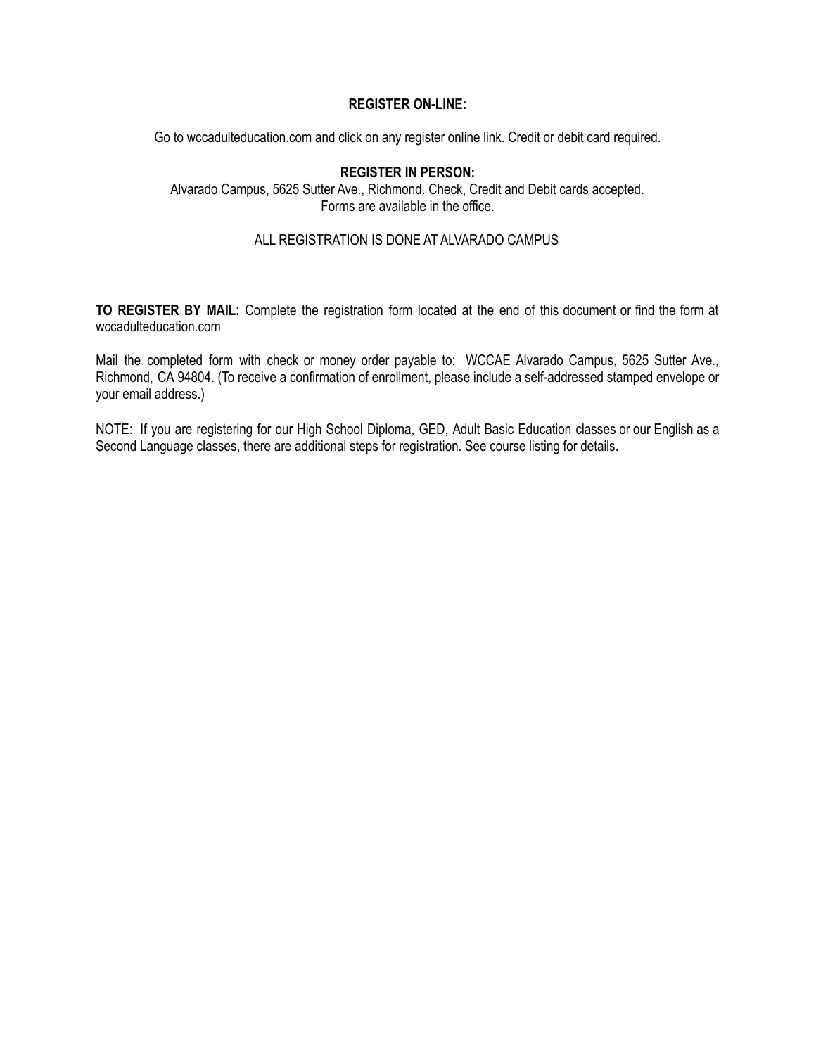**REGISTER ON-LINE:**

Go to wccadulteducation.com and click on any register online link. Credit or debit card required.

**REGISTER IN PERSON:**

Alvarado Campus, 5625 Sutter Ave., Richmond. Check, Credit and Debit cards accepted.
Forms are available in the office.

ALL REGISTRATION IS DONE AT ALVARADO CAMPUS

**TO REGISTER BY MAIL:** Complete the registration form located at the end of this document or find the form at wccadulteducation.com

Mail the completed form with check or money order payable to: WCCAE Alvarado Campus, 5625 Sutter Ave., Richmond, CA 94804. (To receive a confirmation of enrollment, please include a self-addressed stamped envelope or your email address.)

NOTE: If you are registering for our High School Diploma, GED, Adult Basic Education classes or our English as a Second Language classes, there are additional steps for registration. See course listing for details.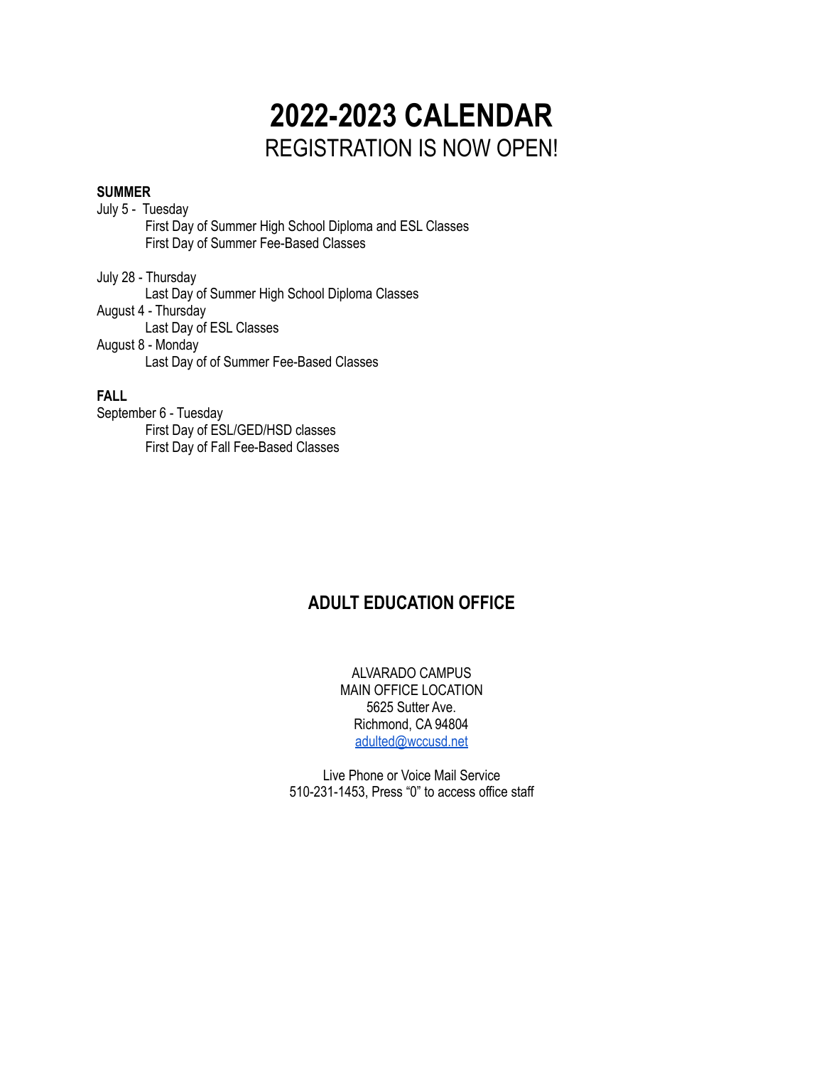# 2022-2023 CALENDAR

REGISTRATION IS NOW OPEN!

**SUMMER**

July 5 - Tuesday
- First Day of Summer High School Diploma and ESL Classes
- First Day of Summer Fee-Based Classes

July 28 - Thursday
- Last Day of Summer High School Diploma Classes

August 4 - Thursday
- Last Day of ESL Classes

August 8 - Monday
- Last Day of of Summer Fee-Based Classes

**FALL**

September 6 - Tuesday
- First Day of ESL/GED/HSD classes
- First Day of Fall Fee-Based Classes

## ADULT EDUCATION OFFICE

ALVARADO CAMPUS
MAIN OFFICE LOCATION
5625 Sutter Ave.
Richmond, CA 94804
adulted@wccusd.net

Live Phone or Voice Mail Service
510-231-1453, Press "0" to access office staff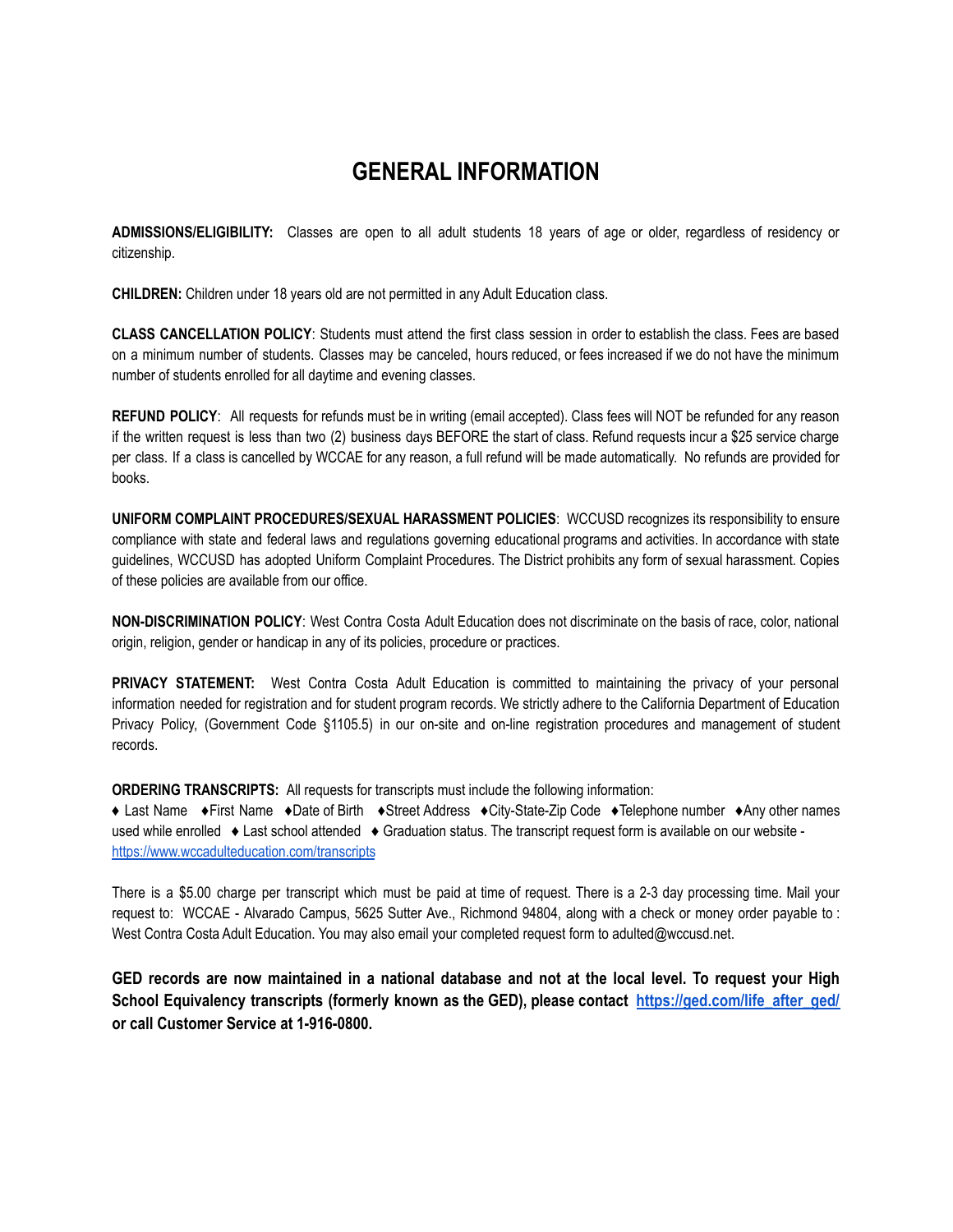# GENERAL INFORMATION

**ADMISSIONS/ELIGIBILITY:** Classes are open to all adult students 18 years of age or older, regardless of residency or citizenship.

**CHILDREN:** Children under 18 years old are not permitted in any Adult Education class.

**CLASS CANCELLATION POLICY**: Students must attend the first class session in order to establish the class. Fees are based on a minimum number of students. Classes may be canceled, hours reduced, or fees increased if we do not have the minimum number of students enrolled for all daytime and evening classes.

**REFUND POLICY**: All requests for refunds must be in writing (email accepted). Class fees will NOT be refunded for any reason if the written request is less than two (2) business days BEFORE the start of class. Refund requests incur a $25 service charge per class. If a class is cancelled by WCCAE for any reason, a full refund will be made automatically. No refunds are provided for books.

**UNIFORM COMPLAINT PROCEDURES/SEXUAL HARASSMENT POLICIES**: WCCUSD recognizes its responsibility to ensure compliance with state and federal laws and regulations governing educational programs and activities. In accordance with state guidelines, WCCUSD has adopted Uniform Complaint Procedures. The District prohibits any form of sexual harassment. Copies of these policies are available from our office.

**NON-DISCRIMINATION POLICY**: West Contra Costa Adult Education does not discriminate on the basis of race, color, national origin, religion, gender or handicap in any of its policies, procedure or practices.

**PRIVACY STATEMENT:** West Contra Costa Adult Education is committed to maintaining the privacy of your personal information needed for registration and for student program records. We strictly adhere to the California Department of Education Privacy Policy, (Government Code §1105.5) in our on-site and on-line registration procedures and management of student records.

**ORDERING TRANSCRIPTS:** All requests for transcripts must include the following information:
♦ Last Name ♦First Name ♦Date of Birth ♦Street Address ♦City-State-Zip Code ♦Telephone number ♦Any other names used while enrolled ♦ Last school attended ♦ Graduation status. The transcript request form is available on our website - https://www.wccadulteducation.com/transcripts

There is a $5.00 charge per transcript which must be paid at time of request. There is a 2-3 day processing time. Mail your request to: WCCAE - Alvarado Campus, 5625 Sutter Ave., Richmond 94804, along with a check or money order payable to : West Contra Costa Adult Education. You may also email your completed request form to adulted@wccusd.net.

**GED records are now maintained in a national database and not at the local level. To request your High School Equivalency transcripts (formerly known as the GED), please contact https://ged.com/life_after_ged/ or call Customer Service at 1-916-0800.**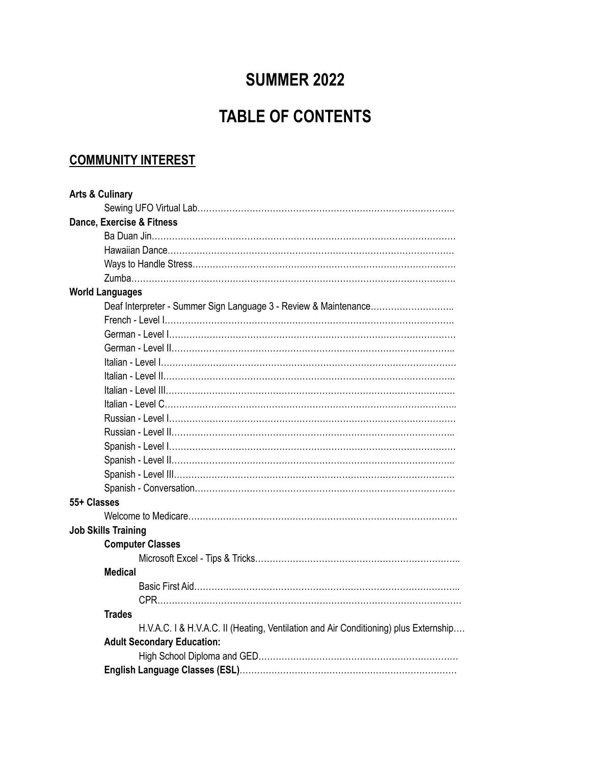# SUMMER 2022

# TABLE OF CONTENTS

## COMMUNITY INTEREST

**Arts & Culinary**

- Sewing UFO Virtual Lab……………………………………………………………………………..

**Dance, Exercise & Fitness**

- Ba Duan Jin……………………………………………………………………………………………
- Hawaiian Dance………………………………………………………………………………………
- Ways to Handle Stress……………………………………………………………………………….
- Zumba………………………………………………………………………………………………….

**World Languages**

- Deaf Interpreter - Summer Sign Language 3 - Review & Maintenance………………………..
- French - Level I……………………………………………………………………………………….
- German - Level I………………………………………………………………………………………
- German - Level II……………………………………………………………………………………..
- Italian - Level I…………………………………………………………………………………………
- Italian - Level II………………………………………………………………………………………..
- Italian - Level III……………………………………………………………………………………….
- Italian - Level C………………………………………………………………………………………..
- Russian - Level I………………………………………………………………………………………
- Russian - Level II……………………………………………………………………………………..
- Spanish - Level I………………………………………………………………………………………
- Spanish - Level II……………………………………………………………………………………..
- Spanish - Level III…………………………………………………………………………………….
- Spanish - Conversation………………………………………………………………………………

**55+ Classes**

- Welcome to Medicare…………………………………………………………………………………

**Job Skills Training**

- **Computer Classes**
  - Microsoft Excel - Tips & Tricks…………………………………………………………………..
- **Medical**
  - Basic First Aid………………………………………………………………………………..
  - CPR……………………………………………………………………………………………
- **Trades**
  - H.V.A.C. I & H.V.A.C. II (Heating, Ventilation and Air Conditioning) plus Externship….
- **Adult Secondary Education:**
  - High School Diploma and GED…………………………………………………………
- **English Language Classes (ESL)**…………………………………………………………………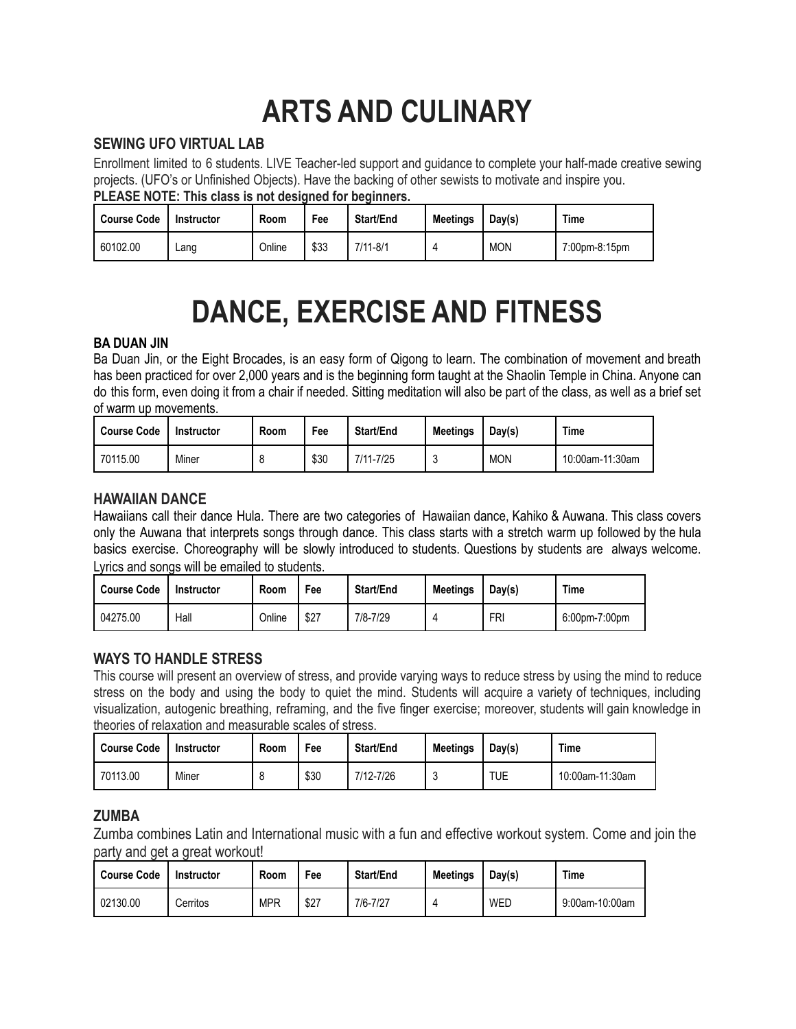# ARTS AND CULINARY

### SEWING UFO VIRTUAL LAB

Enrollment limited to 6 students. LIVE Teacher-led support and guidance to complete your half-made creative sewing projects. (UFO's or Unfinished Objects). Have the backing of other sewists to motivate and inspire you.

**PLEASE NOTE: This class is not designed for beginners.**

| Course Code | Instructor | Room | Fee | Start/End | Meetings | Day(s) | Time |
|---|---|---|---|---|---|---|---|
| 60102.00 | Lang | Online | $33 | 7/11-8/1 | 4 | MON | 7:00pm-8:15pm |

# DANCE, EXERCISE AND FITNESS

### BA DUAN JIN

Ba Duan Jin, or the Eight Brocades, is an easy form of Qigong to learn. The combination of movement and breath has been practiced for over 2,000 years and is the beginning form taught at the Shaolin Temple in China. Anyone can do this form, even doing it from a chair if needed. Sitting meditation will also be part of the class, as well as a brief set of warm up movements.

| Course Code | Instructor | Room | Fee | Start/End | Meetings | Day(s) | Time |
|---|---|---|---|---|---|---|---|
| 70115.00 | Miner | 8 | $30 | 7/11-7/25 | 3 | MON | 10:00am-11:30am |

### HAWAIIAN DANCE

Hawaiians call their dance Hula. There are two categories of Hawaiian dance, Kahiko & Auwana. This class covers only the Auwana that interprets songs through dance. This class starts with a stretch warm up followed by the hula basics exercise. Choreography will be slowly introduced to students. Questions by students are always welcome. Lyrics and songs will be emailed to students.

| Course Code | Instructor | Room | Fee | Start/End | Meetings | Day(s) | Time |
|---|---|---|---|---|---|---|---|
| 04275.00 | Hall | Online | $27 | 7/8-7/29 | 4 | FRI | 6:00pm-7:00pm |

### WAYS TO HANDLE STRESS

This course will present an overview of stress, and provide varying ways to reduce stress by using the mind to reduce stress on the body and using the body to quiet the mind. Students will acquire a variety of techniques, including visualization, autogenic breathing, reframing, and the five finger exercise; moreover, students will gain knowledge in theories of relaxation and measurable scales of stress.

| Course Code | Instructor | Room | Fee | Start/End | Meetings | Day(s) | Time |
|---|---|---|---|---|---|---|---|
| 70113.00 | Miner | 8 | $30 | 7/12-7/26 | 3 | TUE | 10:00am-11:30am |

### ZUMBA

Zumba combines Latin and International music with a fun and effective workout system. Come and join the party and get a great workout!

| Course Code | Instructor | Room | Fee | Start/End | Meetings | Day(s) | Time |
|---|---|---|---|---|---|---|---|
| 02130.00 | Cerritos | MPR | $27 | 7/6-7/27 | 4 | WED | 9:00am-10:00am |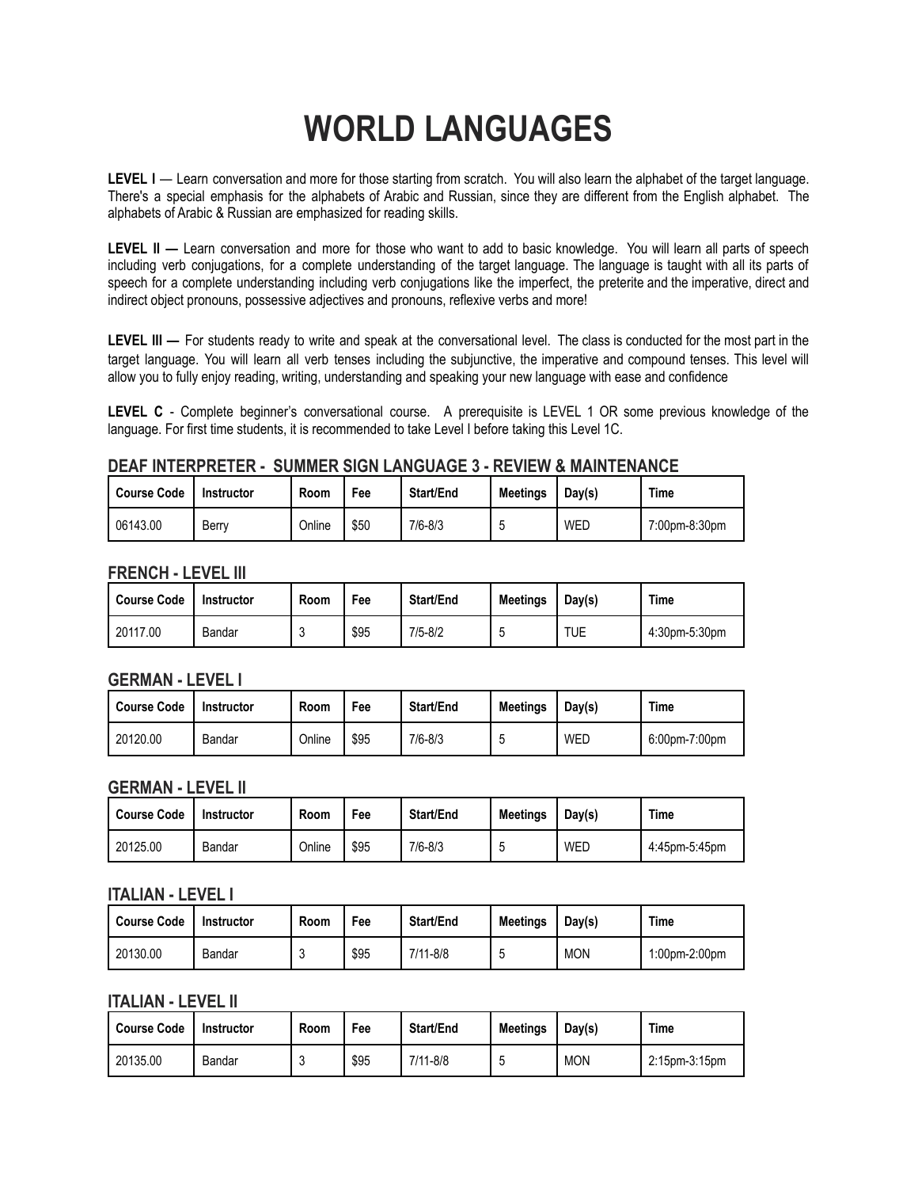# WORLD LANGUAGES

**LEVEL I** — Learn conversation and more for those starting from scratch. You will also learn the alphabet of the target language. There's a special emphasis for the alphabets of Arabic and Russian, since they are different from the English alphabet. The alphabets of Arabic & Russian are emphasized for reading skills.

**LEVEL II —** Learn conversation and more for those who want to add to basic knowledge. You will learn all parts of speech including verb conjugations, for a complete understanding of the target language. The language is taught with all its parts of speech for a complete understanding including verb conjugations like the imperfect, the preterite and the imperative, direct and indirect object pronouns, possessive adjectives and pronouns, reflexive verbs and more!

**LEVEL III —** For students ready to write and speak at the conversational level. The class is conducted for the most part in the target language. You will learn all verb tenses including the subjunctive, the imperative and compound tenses. This level will allow you to fully enjoy reading, writing, understanding and speaking your new language with ease and confidence

**LEVEL C** - Complete beginner's conversational course. A prerequisite is LEVEL 1 OR some previous knowledge of the language. For first time students, it is recommended to take Level I before taking this Level 1C.

### DEAF INTERPRETER - SUMMER SIGN LANGUAGE 3 - REVIEW & MAINTENANCE

| Course Code | Instructor | Room | Fee | Start/End | Meetings | Day(s) | Time |
|---|---|---|---|---|---|---|---|
| 06143.00 | Berry | Online | $50 | 7/6-8/3 | 5 | WED | 7:00pm-8:30pm |

### FRENCH - LEVEL III

| Course Code | Instructor | Room | Fee | Start/End | Meetings | Day(s) | Time |
|---|---|---|---|---|---|---|---|
| 20117.00 | Bandar | 3 | $95 | 7/5-8/2 | 5 | TUE | 4:30pm-5:30pm |

### GERMAN - LEVEL I

| Course Code | Instructor | Room | Fee | Start/End | Meetings | Day(s) | Time |
|---|---|---|---|---|---|---|---|
| 20120.00 | Bandar | Online | $95 | 7/6-8/3 | 5 | WED | 6:00pm-7:00pm |

### GERMAN - LEVEL II

| Course Code | Instructor | Room | Fee | Start/End | Meetings | Day(s) | Time |
|---|---|---|---|---|---|---|---|
| 20125.00 | Bandar | Online | $95 | 7/6-8/3 | 5 | WED | 4:45pm-5:45pm |

### ITALIAN - LEVEL I

| Course Code | Instructor | Room | Fee | Start/End | Meetings | Day(s) | Time |
|---|---|---|---|---|---|---|---|
| 20130.00 | Bandar | 3 | $95 | 7/11-8/8 | 5 | MON | 1:00pm-2:00pm |

### ITALIAN - LEVEL II

| Course Code | Instructor | Room | Fee | Start/End | Meetings | Day(s) | Time |
|---|---|---|---|---|---|---|---|
| 20135.00 | Bandar | 3 | $95 | 7/11-8/8 | 5 | MON | 2:15pm-3:15pm |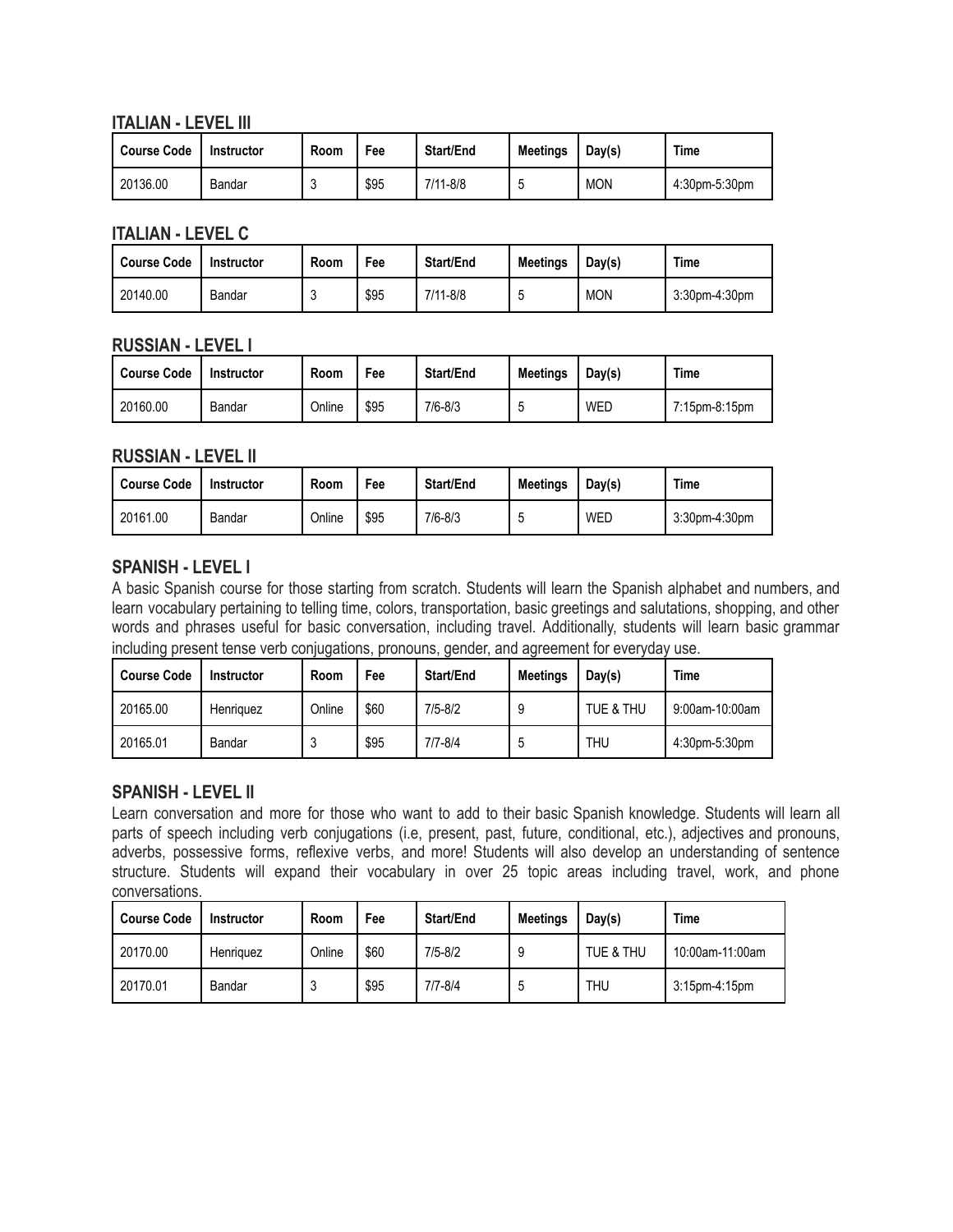### ITALIAN - LEVEL III

| Course Code | Instructor | Room | Fee | Start/End | Meetings | Day(s) | Time |
|---|---|---|---|---|---|---|---|
| 20136.00 | Bandar | 3 | $95 | 7/11-8/8 | 5 | MON | 4:30pm-5:30pm |

### ITALIAN - LEVEL C

| Course Code | Instructor | Room | Fee | Start/End | Meetings | Day(s) | Time |
|---|---|---|---|---|---|---|---|
| 20140.00 | Bandar | 3 | $95 | 7/11-8/8 | 5 | MON | 3:30pm-4:30pm |

### RUSSIAN - LEVEL I

| Course Code | Instructor | Room | Fee | Start/End | Meetings | Day(s) | Time |
|---|---|---|---|---|---|---|---|
| 20160.00 | Bandar | Online | $95 | 7/6-8/3 | 5 | WED | 7:15pm-8:15pm |

### RUSSIAN - LEVEL II

| Course Code | Instructor | Room | Fee | Start/End | Meetings | Day(s) | Time |
|---|---|---|---|---|---|---|---|
| 20161.00 | Bandar | Online | $95 | 7/6-8/3 | 5 | WED | 3:30pm-4:30pm |

### SPANISH - LEVEL I

A basic Spanish course for those starting from scratch. Students will learn the Spanish alphabet and numbers, and learn vocabulary pertaining to telling time, colors, transportation, basic greetings and salutations, shopping, and other words and phrases useful for basic conversation, including travel. Additionally, students will learn basic grammar including present tense verb conjugations, pronouns, gender, and agreement for everyday use.

| Course Code | Instructor | Room | Fee | Start/End | Meetings | Day(s) | Time |
|---|---|---|---|---|---|---|---|
| 20165.00 | Henriquez | Online | $60 | 7/5-8/2 | 9 | TUE & THU | 9:00am-10:00am |
| 20165.01 | Bandar | 3 | $95 | 7/7-8/4 | 5 | THU | 4:30pm-5:30pm |

### SPANISH - LEVEL II

Learn conversation and more for those who want to add to their basic Spanish knowledge. Students will learn all parts of speech including verb conjugations (i.e, present, past, future, conditional, etc.), adjectives and pronouns, adverbs, possessive forms, reflexive verbs, and more! Students will also develop an understanding of sentence structure. Students will expand their vocabulary in over 25 topic areas including travel, work, and phone conversations.

| Course Code | Instructor | Room | Fee | Start/End | Meetings | Day(s) | Time |
|---|---|---|---|---|---|---|---|
| 20170.00 | Henriquez | Online | $60 | 7/5-8/2 | 9 | TUE & THU | 10:00am-11:00am |
| 20170.01 | Bandar | 3 | $95 | 7/7-8/4 | 5 | THU | 3:15pm-4:15pm |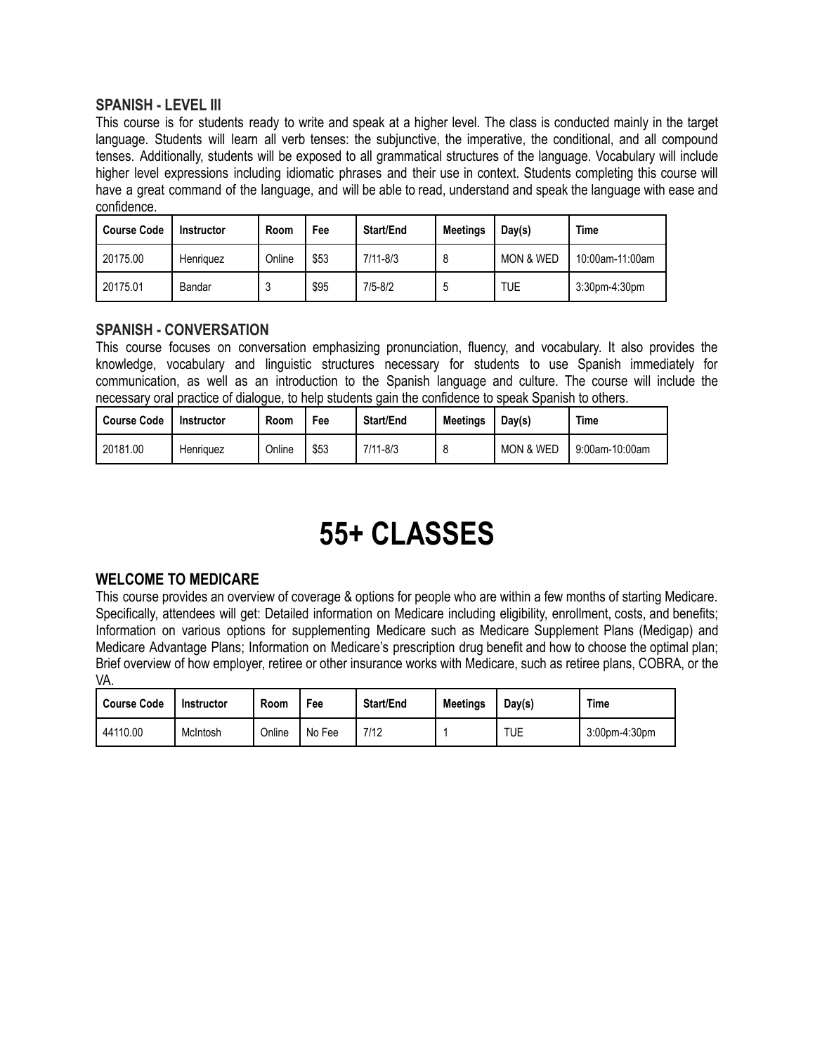### SPANISH - LEVEL III

This course is for students ready to write and speak at a higher level. The class is conducted mainly in the target language. Students will learn all verb tenses: the subjunctive, the imperative, the conditional, and all compound tenses. Additionally, students will be exposed to all grammatical structures of the language. Vocabulary will include higher level expressions including idiomatic phrases and their use in context. Students completing this course will have a great command of the language, and will be able to read, understand and speak the language with ease and confidence.

| Course Code | Instructor | Room | Fee | Start/End | Meetings | Day(s) | Time |
|---|---|---|---|---|---|---|---|
| 20175.00 | Henriquez | Online | $53 | 7/11-8/3 | 8 | MON & WED | 10:00am-11:00am |
| 20175.01 | Bandar | 3 | $95 | 7/5-8/2 | 5 | TUE | 3:30pm-4:30pm |

### SPANISH - CONVERSATION

This course focuses on conversation emphasizing pronunciation, fluency, and vocabulary. It also provides the knowledge, vocabulary and linguistic structures necessary for students to use Spanish immediately for communication, as well as an introduction to the Spanish language and culture. The course will include the necessary oral practice of dialogue, to help students gain the confidence to speak Spanish to others.

| Course Code | Instructor | Room | Fee | Start/End | Meetings | Day(s) | Time |
|---|---|---|---|---|---|---|---|
| 20181.00 | Henriquez | Online | $53 | 7/11-8/3 | 8 | MON & WED | 9:00am-10:00am |

# 55+ CLASSES

### WELCOME TO MEDICARE

This course provides an overview of coverage & options for people who are within a few months of starting Medicare. Specifically, attendees will get: Detailed information on Medicare including eligibility, enrollment, costs, and benefits; Information on various options for supplementing Medicare such as Medicare Supplement Plans (Medigap) and Medicare Advantage Plans; Information on Medicare's prescription drug benefit and how to choose the optimal plan; Brief overview of how employer, retiree or other insurance works with Medicare, such as retiree plans, COBRA, or the VA.

| Course Code | Instructor | Room | Fee | Start/End | Meetings | Day(s) | Time |
|---|---|---|---|---|---|---|---|
| 44110.00 | McIntosh | Online | No Fee | 7/12 | 1 | TUE | 3:00pm-4:30pm |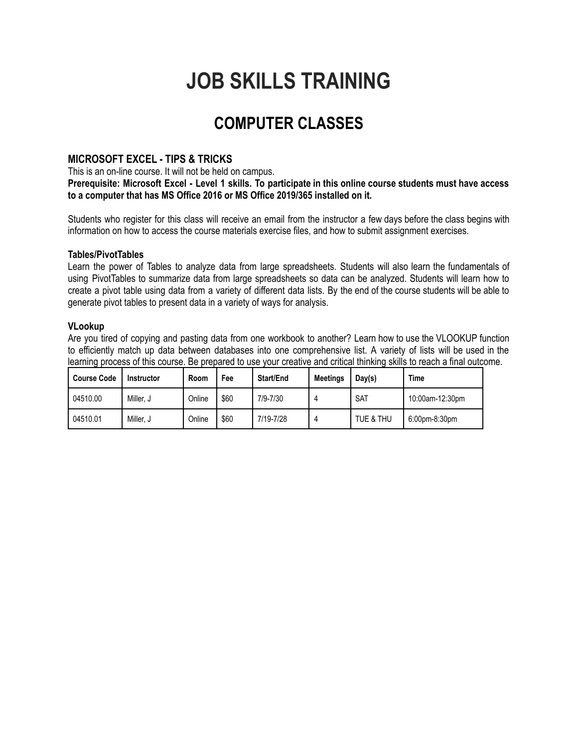# JOB SKILLS TRAINING

## COMPUTER CLASSES

### MICROSOFT EXCEL - TIPS & TRICKS

This is an on-line course. It will not be held on campus.

**Prerequisite: Microsoft Excel - Level 1 skills. To participate in this online course students must have access to a computer that has MS Office 2016 or MS Office 2019/365 installed on it.**

Students who register for this class will receive an email from the instructor a few days before the class begins with information on how to access the course materials exercise files, and how to submit assignment exercises.

**Tables/PivotTables**

Learn the power of Tables to analyze data from large spreadsheets. Students will also learn the fundamentals of using PivotTables to summarize data from large spreadsheets so data can be analyzed. Students will learn how to create a pivot table using data from a variety of different data lists. By the end of the course students will be able to generate pivot tables to present data in a variety of ways for analysis.

**VLookup**

Are you tired of copying and pasting data from one workbook to another? Learn how to use the VLOOKUP function to efficiently match up data between databases into one comprehensive list. A variety of lists will be used in the learning process of this course. Be prepared to use your creative and critical thinking skills to reach a final outcome.

| Course Code | Instructor | Room | Fee | Start/End | Meetings | Day(s) | Time |
|---|---|---|---|---|---|---|---|
| 04510.00 | Miller, J | Online | $60 | 7/9-7/30 | 4 | SAT | 10:00am-12:30pm |
| 04510.01 | Miller, J | Online | $60 | 7/19-7/28 | 4 | TUE & THU | 6:00pm-8:30pm |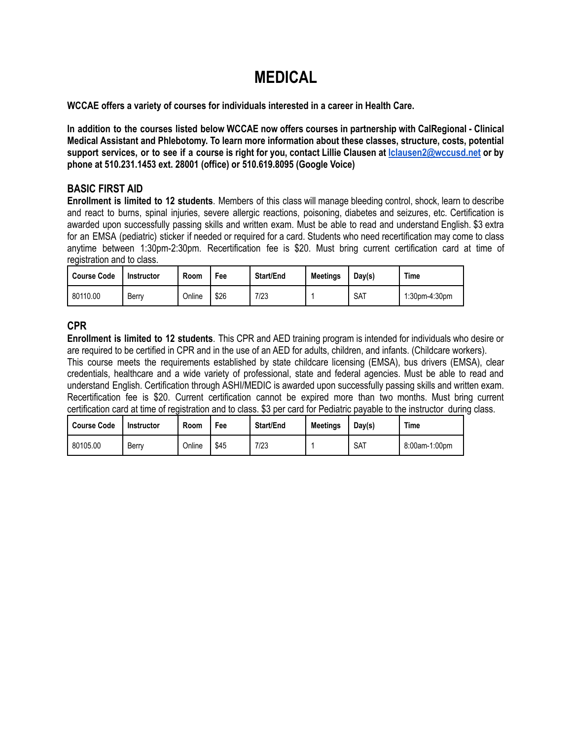# MEDICAL

**WCCAE offers a variety of courses for individuals interested in a career in Health Care.**

**In addition to the courses listed below WCCAE now offers courses in partnership with CalRegional - Clinical Medical Assistant and Phlebotomy. To learn more information about these classes, structure, costs, potential support services, or to see if a course is right for you, contact Lillie Clausen at [lclausen2@wccusd.net](mailto:lclausen2@wccusd.net) or by phone at 510.231.1453 ext. 28001 (office) or 510.619.8095 (Google Voice)**

### BASIC FIRST AID

**Enrollment is limited to 12 students**. Members of this class will manage bleeding control, shock, learn to describe and react to burns, spinal injuries, severe allergic reactions, poisoning, diabetes and seizures, etc. Certification is awarded upon successfully passing skills and written exam. Must be able to read and understand English. $3 extra for an EMSA (pediatric) sticker if needed or required for a card. Students who need recertification may come to class anytime between 1:30pm-2:30pm. Recertification fee is $20. Must bring current certification card at time of registration and to class.

| Course Code | Instructor | Room | Fee | Start/End | Meetings | Day(s) | Time |
|---|---|---|---|---|---|---|---|
| 80110.00 | Berry | Online | $26 | 7/23 | 1 | SAT | 1:30pm-4:30pm |

### CPR

**Enrollment is limited to 12 students**. This CPR and AED training program is intended for individuals who desire or are required to be certified in CPR and in the use of an AED for adults, children, and infants. (Childcare workers). This course meets the requirements established by state childcare licensing (EMSA), bus drivers (EMSA), clear credentials, healthcare and a wide variety of professional, state and federal agencies. Must be able to read and understand English. Certification through ASHI/MEDIC is awarded upon successfully passing skills and written exam. Recertification fee is $20. Current certification cannot be expired more than two months. Must bring current certification card at time of registration and to class. $3 per card for Pediatric payable to the instructor during class.

| Course Code | Instructor | Room | Fee | Start/End | Meetings | Day(s) | Time |
|---|---|---|---|---|---|---|---|
| 80105.00 | Berry | Online | $45 | 7/23 | 1 | SAT | 8:00am-1:00pm |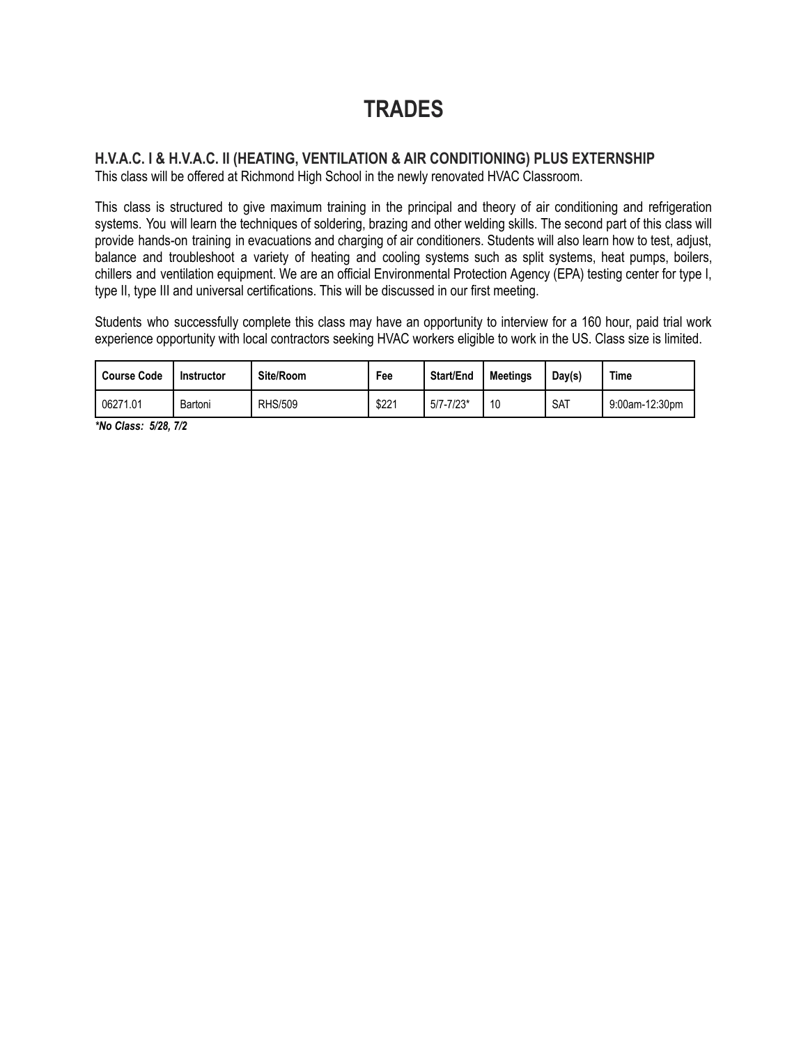# TRADES

### H.V.A.C. I & H.V.A.C. II (HEATING, VENTILATION & AIR CONDITIONING) PLUS EXTERNSHIP

This class will be offered at Richmond High School in the newly renovated HVAC Classroom.

This class is structured to give maximum training in the principal and theory of air conditioning and refrigeration systems. You will learn the techniques of soldering, brazing and other welding skills. The second part of this class will provide hands-on training in evacuations and charging of air conditioners. Students will also learn how to test, adjust, balance and troubleshoot a variety of heating and cooling systems such as split systems, heat pumps, boilers, chillers and ventilation equipment. We are an official Environmental Protection Agency (EPA) testing center for type I, type II, type III and universal certifications. This will be discussed in our first meeting.

Students who successfully complete this class may have an opportunity to interview for a 160 hour, paid trial work experience opportunity with local contractors seeking HVAC workers eligible to work in the US. Class size is limited.

| Course Code | Instructor | Site/Room | Fee | Start/End | Meetings | Day(s) | Time |
|---|---|---|---|---|---|---|---|
| 06271.01 | Bartoni | RHS/509 | $221 | 5/7-7/23* | 10 | SAT | 9:00am-12:30pm |

***No Class: 5/28, 7/2***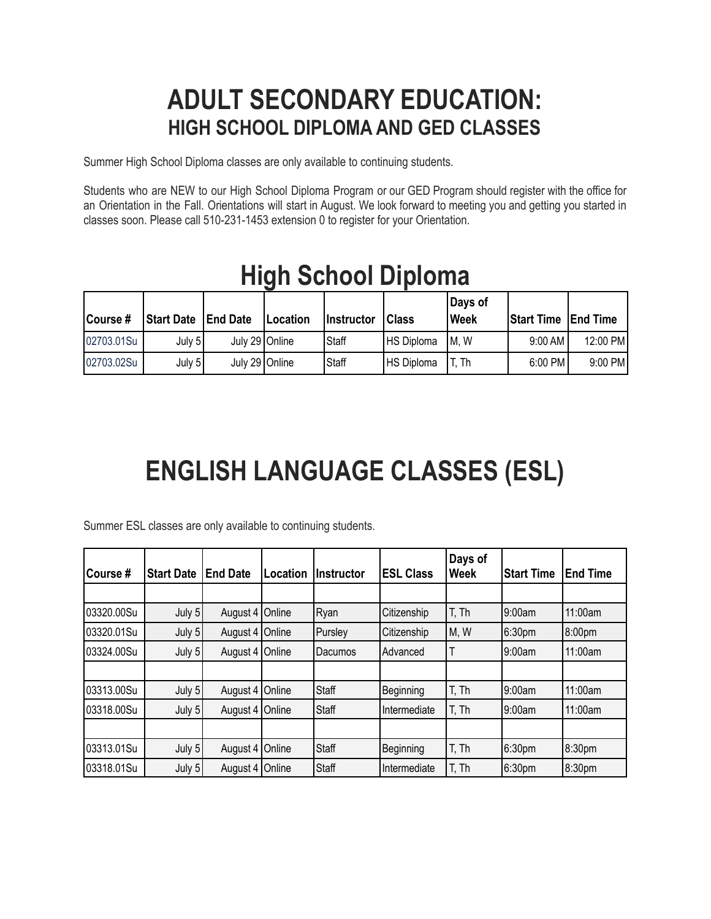# ADULT SECONDARY EDUCATION:
## HIGH SCHOOL DIPLOMA AND GED CLASSES

Summer High School Diploma classes are only available to continuing students.

Students who are NEW to our High School Diploma Program or our GED Program should register with the office for an Orientation in the Fall. Orientations will start in August. We look forward to meeting you and getting you started in classes soon. Please call 510-231-1453 extension 0 to register for your Orientation.

# High School Diploma

| Course # | Start Date | End Date | Location | Instructor | Class | Days of Week | Start Time | End Time |
|---|---|---|---|---|---|---|---|---|
| 02703.01Su | July 5 | July 29 | Online | Staff | HS Diploma | M, W | 9:00 AM | 12:00 PM |
| 02703.02Su | July 5 | July 29 | Online | Staff | HS Diploma | T, Th | 6:00 PM | 9:00 PM |

# ENGLISH LANGUAGE CLASSES (ESL)

Summer ESL classes are only available to continuing students.

| Course # | Start Date | End Date | Location | Instructor | ESL Class | Days of Week | Start Time | End Time |
|---|---|---|---|---|---|---|---|---|
| | | | | | | | | |
| 03320.00Su | July 5 | August 4 | Online | Ryan | Citizenship | T, Th | 9:00am | 11:00am |
| 03320.01Su | July 5 | August 4 | Online | Pursley | Citizenship | M, W | 6:30pm | 8:00pm |
| 03324.00Su | July 5 | August 4 | Online | Dacumos | Advanced | T | 9:00am | 11:00am |
| | | | | | | | | |
| 03313.00Su | July 5 | August 4 | Online | Staff | Beginning | T, Th | 9:00am | 11:00am |
| 03318.00Su | July 5 | August 4 | Online | Staff | Intermediate | T, Th | 9:00am | 11:00am |
| | | | | | | | | |
| 03313.01Su | July 5 | August 4 | Online | Staff | Beginning | T, Th | 6:30pm | 8:30pm |
| 03318.01Su | July 5 | August 4 | Online | Staff | Intermediate | T, Th | 6:30pm | 8:30pm |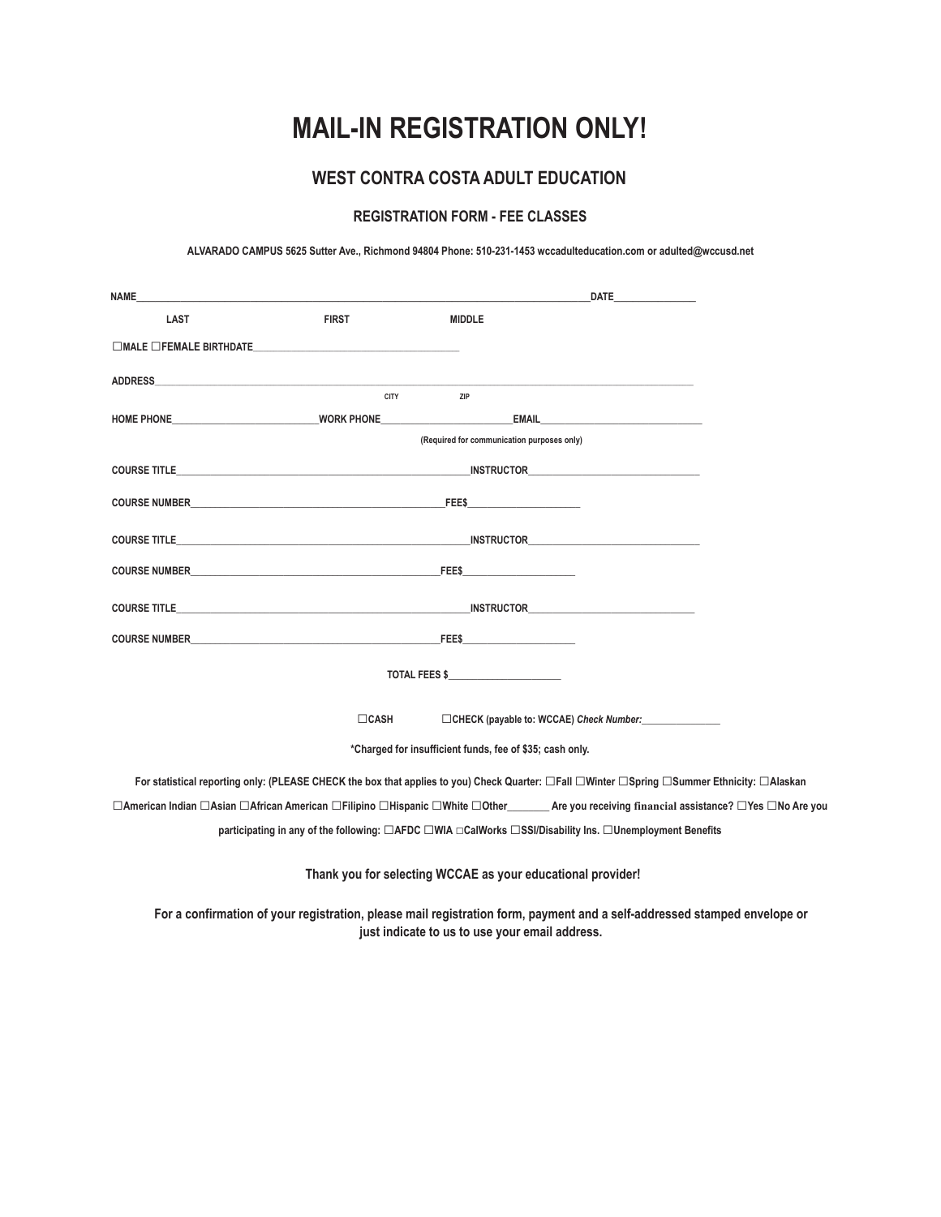# MAIL-IN REGISTRATION ONLY!

## WEST CONTRA COSTA ADULT EDUCATION

### REGISTRATION FORM - FEE CLASSES

**ALVARADO CAMPUS 5625 Sutter Ave., Richmond 94804 Phone: 510-231-1453 wccadulteducation.com or adulted@wccusd.net**

**NAME**_______________________________________________________________________________**DATE**________________

**LAST** **FIRST** **MIDDLE**

☐**MALE** ☐**FEMALE BIRTHDATE**________________________________________

**ADDRESS**______________________________________________________________________________________________

**CITY** **ZIP**

**HOME PHONE**___________________________**WORK PHONE**________________________**EMAIL**______________________________

**(Required for communication purposes only)**

**COURSE TITLE**____________________________________________________________**INSTRUCTOR**_________________________________

**COURSE NUMBER**__________________________________________________**FEE$**_____________________

**COURSE TITLE**____________________________________________________________**INSTRUCTOR**_________________________________

**COURSE NUMBER**__________________________________________________**FEE$**_____________________

**COURSE TITLE**____________________________________________________________**INSTRUCTOR**_________________________________

**COURSE NUMBER**__________________________________________________**FEE$**_____________________

**TOTAL FEES $**_____________________

☐**CASH** ☐**CHECK (payable to: WCCAE)** ***Check Number:***_______________

**\*Charged for insufficient funds, fee of $35; cash only.**

**For statistical reporting only: (PLEASE CHECK the box that applies to you) Check Quarter: ☐Fall ☐Winter ☐Spring ☐Summer Ethnicity: ☐Alaskan ☐American Indian ☐Asian ☐African American ☐Filipino ☐Hispanic ☐White ☐Other________ Are you receiving financial assistance? ☐Yes ☐No Are you participating in any of the following: ☐AFDC ☐WIA ☐CalWorks ☐SSI/Disability Ins. ☐Unemployment Benefits**

**Thank you for selecting WCCAE as your educational provider!**

**For a confirmation of your registration, please mail registration form, payment and a self-addressed stamped envelope or just indicate to us to use your email address.**